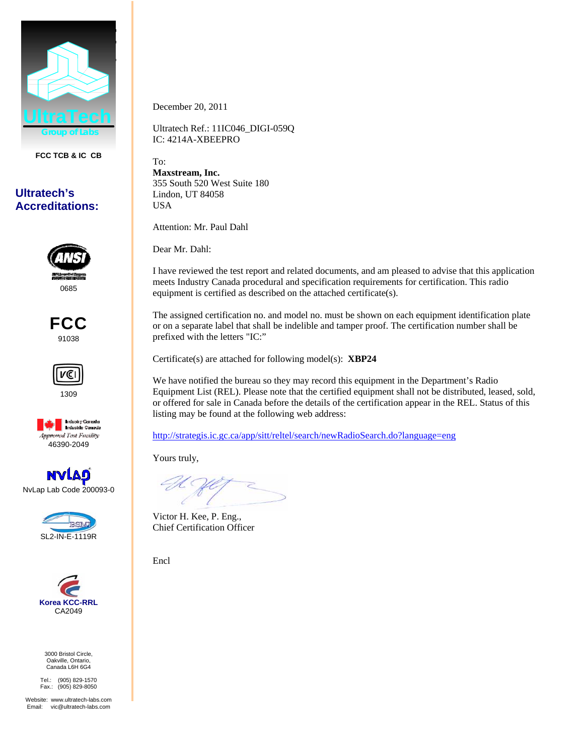UltraTech
Group of Labs

FCC TCB & IC CB

**Ultratech's Accreditations:**

ANSI
0685

FCC
91038

VCCI
1309

Industry Canada / Industrie Canada
Approved Test Facility
46390-2049

NVLAP
NvLap Lab Code 200093-0

BSMI
SL2-IN-E-1119R

Korea KCC-RRL
CA2049

3000 Bristol Circle,
Oakville, Ontario,
Canada L6H 6G4

Tel.: (905) 829-1570
Fax.: (905) 829-8050

Website: www.ultratech-labs.com
Email: vic@ultratech-labs.com

December 20, 2011

Ultratech Ref.: 11IC046_DIGI-059Q
IC: 4214A-XBEEPRO

To:
**Maxstream, Inc.**
355 South 520 West Suite 180
Lindon, UT 84058
USA

Attention: Mr. Paul Dahl

Dear Mr. Dahl:

I have reviewed the test report and related documents, and am pleased to advise that this application meets Industry Canada procedural and specification requirements for certification. This radio equipment is certified as described on the attached certificate(s).

The assigned certification no. and model no. must be shown on each equipment identification plate or on a separate label that shall be indelible and tamper proof. The certification number shall be prefixed with the letters "IC:"

Certificate(s) are attached for following model(s): **XBP24**

We have notified the bureau so they may record this equipment in the Department's Radio Equipment List (REL). Please note that the certified equipment shall not be distributed, leased, sold, or offered for sale in Canada before the details of the certification appear in the REL. Status of this listing may be found at the following web address:

http://strategis.ic.gc.ca/app/sitt/reltel/search/newRadioSearch.do?language=eng

Yours truly,

Victor H. Kee, P. Eng.,
Chief Certification Officer

Encl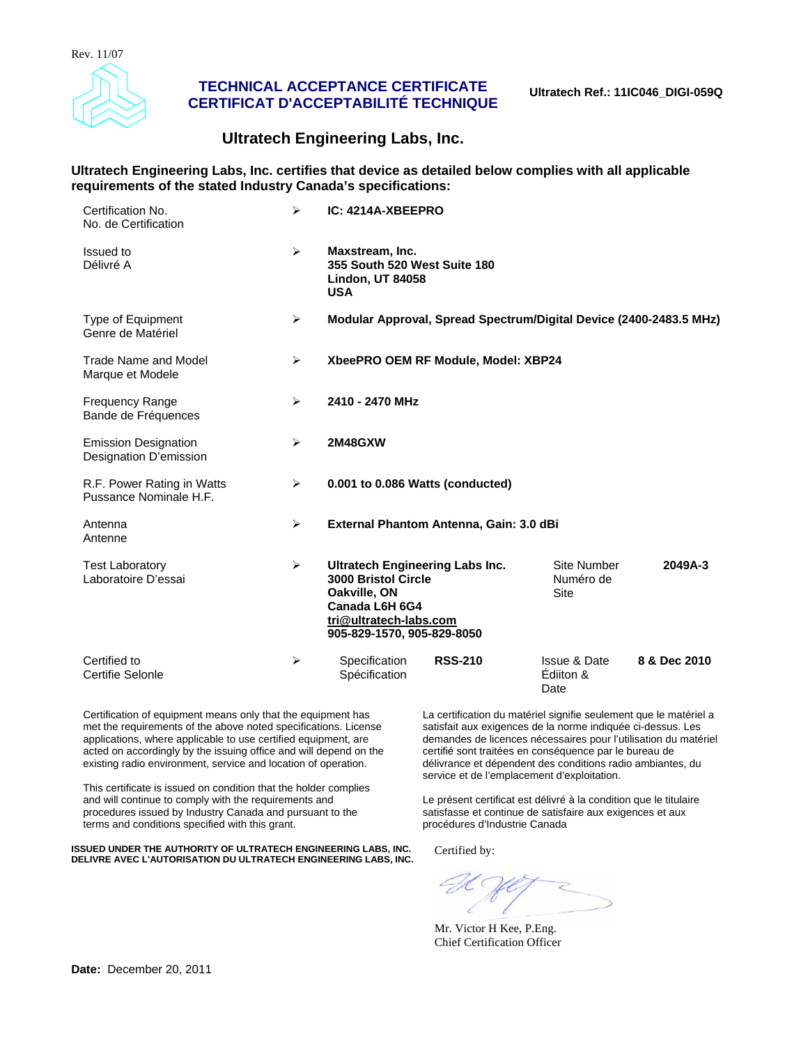Rev. 11/07

# TECHNICAL ACCEPTANCE CERTIFICATE
# CERTIFICAT D'ACCEPTABILITÉ TECHNIQUE

**Ultratech Ref.: 11IC046_DIGI-059Q**

## Ultratech Engineering Labs, Inc.

**Ultratech Engineering Labs, Inc. certifies that device as detailed below complies with all applicable requirements of the stated Industry Canada's specifications:**

| | | |
|---|---|---|
| Certification No.<br>No. de Certification | ➢ | **IC: 4214A-XBEEPRO** |
| Issued to<br>Délivré A | ➢ | **Maxstream, Inc.<br>355 South 520 West Suite 180<br>Lindon, UT 84058<br>USA** |
| Type of Equipment<br>Genre de Matériel | ➢ | **Modular Approval, Spread Spectrum/Digital Device (2400-2483.5 MHz)** |
| Trade Name and Model<br>Marque et Modele | ➢ | **XbeePRO OEM RF Module, Model: XBP24** |
| Frequency Range<br>Bande de Fréquences | ➢ | **2410 - 2470 MHz** |
| Emission Designation<br>Designation D'emission | ➢ | **2M48GXW** |
| R.F. Power Rating in Watts<br>Pussance Nominale H.F. | ➢ | **0.001 to 0.086 Watts (conducted)** |
| Antenna<br>Antenne | ➢ | **External Phantom Antenna, Gain: 3.0 dBi** |
| Test Laboratory<br>Laboratoire D'essai | ➢ | **Ultratech Engineering Labs Inc.<br>3000 Bristol Circle<br>Oakville, ON<br>Canada L6H 6G4<br>tri@ultratech-labs.com<br>905-829-1570, 905-829-8050**<br>Site Number / Numéro de Site: **2049A-3** |
| Certified to<br>Certifie Selonle | ➢ | Specification / Spécification: **RSS-210**<br>Issue & Date / Édiiton & Date: **8 & Dec 2010** |

Certification of equipment means only that the equipment has met the requirements of the above noted specifications. License applications, where applicable to use certified equipment, are acted on accordingly by the issuing office and will depend on the existing radio environment, service and location of operation.

This certificate is issued on condition that the holder complies and will continue to comply with the requirements and procedures issued by Industry Canada and pursuant to the terms and conditions specified with this grant.

La certification du matériel signifie seulement que le matériel a satisfait aux exigences de la norme indiquée ci-dessus. Les demandes de licences nécessaires pour l'utilisation du matériel certifié sont traitées en conséquence par le bureau de délivrance et dépendent des conditions radio ambiantes, du service et de l'emplacement d'exploitation.

Le présent certificat est délivré à la condition que le titulaire satisfasse et continue de satisfaire aux exigences et aux procédures d'Industrie Canada

**ISSUED UNDER THE AUTHORITY OF ULTRATECH ENGINEERING LABS, INC.**
**DELIVRE AVEC L'AUTORISATION DU ULTRATECH ENGINEERING LABS, INC.**

Certified by:

Mr. Victor H Kee, P.Eng.
Chief Certification Officer

**Date:** December 20, 2011